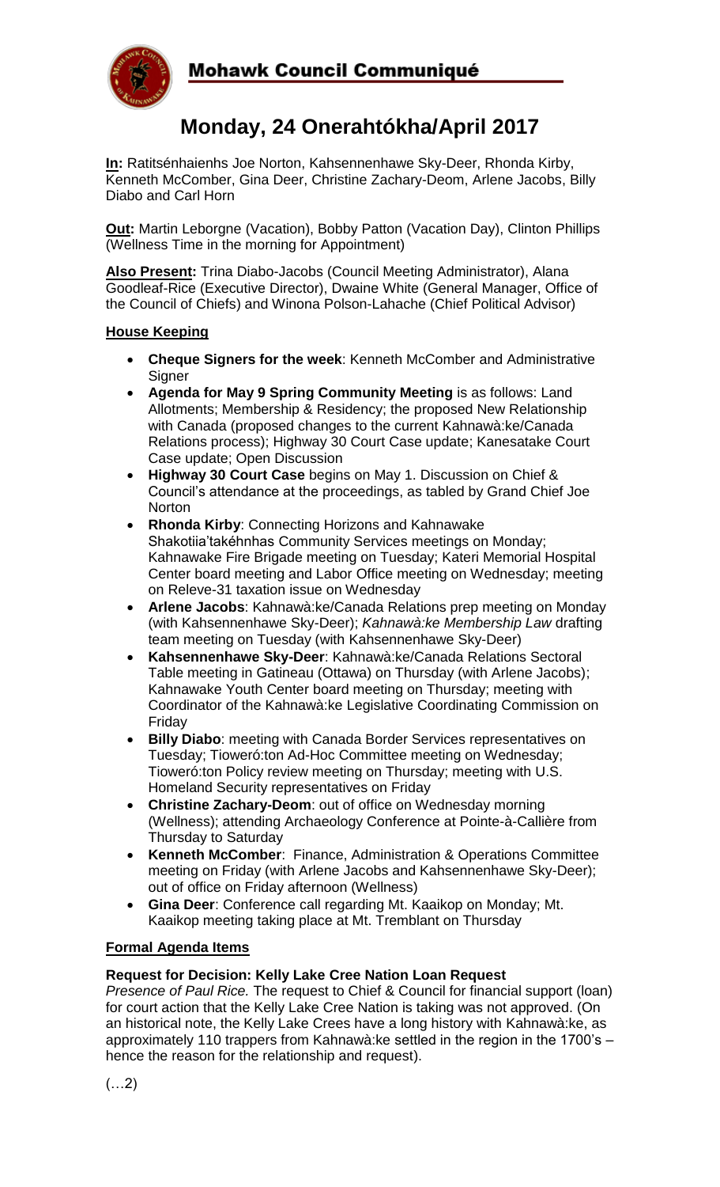# Mohawk Council Communiqué

## Monday, 24 Onerahtókha/April 2017

**In:** Ratitsénhaienhs Joe Norton, Kahsennenhawe Sky-Deer, Rhonda Kirby, Kenneth McComber, Gina Deer, Christine Zachary-Deom, Arlene Jacobs, Billy Diabo and Carl Horn

**Out:** Martin Leborgne (Vacation), Bobby Patton (Vacation Day), Clinton Phillips (Wellness Time in the morning for Appointment)

**Also Present:** Trina Diabo-Jacobs (Council Meeting Administrator), Alana Goodleaf-Rice (Executive Director), Dwaine White (General Manager, Office of the Council of Chiefs) and Winona Polson-Lahache (Chief Political Advisor)

### House Keeping

- **Cheque Signers for the week**: Kenneth McComber and Administrative Signer
- **Agenda for May 9 Spring Community Meeting** is as follows: Land Allotments; Membership & Residency; the proposed New Relationship with Canada (proposed changes to the current Kahnawà:ke/Canada Relations process); Highway 30 Court Case update; Kanesatake Court Case update; Open Discussion
- **Highway 30 Court Case** begins on May 1. Discussion on Chief & Council's attendance at the proceedings, as tabled by Grand Chief Joe Norton
- **Rhonda Kirby**: Connecting Horizons and Kahnawake Shakotiia'takéhnhas Community Services meetings on Monday; Kahnawake Fire Brigade meeting on Tuesday; Kateri Memorial Hospital Center board meeting and Labor Office meeting on Wednesday; meeting on Releve-31 taxation issue on Wednesday
- **Arlene Jacobs**: Kahnawà:ke/Canada Relations prep meeting on Monday (with Kahsennenhawe Sky-Deer); *Kahnawà:ke Membership Law* drafting team meeting on Tuesday (with Kahsennenhawe Sky-Deer)
- **Kahsennenhawe Sky-Deer**: Kahnawà:ke/Canada Relations Sectoral Table meeting in Gatineau (Ottawa) on Thursday (with Arlene Jacobs); Kahnawake Youth Center board meeting on Thursday; meeting with Coordinator of the Kahnawà:ke Legislative Coordinating Commission on Friday
- **Billy Diabo**: meeting with Canada Border Services representatives on Tuesday; Tioweró:ton Ad-Hoc Committee meeting on Wednesday; Tioweró:ton Policy review meeting on Thursday; meeting with U.S. Homeland Security representatives on Friday
- **Christine Zachary-Deom**: out of office on Wednesday morning (Wellness); attending Archaeology Conference at Pointe-à-Callière from Thursday to Saturday
- **Kenneth McComber**: Finance, Administration & Operations Committee meeting on Friday (with Arlene Jacobs and Kahsennenhawe Sky-Deer); out of office on Friday afternoon (Wellness)
- **Gina Deer**: Conference call regarding Mt. Kaaikop on Monday; Mt. Kaaikop meeting taking place at Mt. Tremblant on Thursday

### Formal Agenda Items

**Request for Decision: Kelly Lake Cree Nation Loan Request**

*Presence of Paul Rice.* The request to Chief & Council for financial support (loan) for court action that the Kelly Lake Cree Nation is taking was not approved. (On an historical note, the Kelly Lake Crees have a long history with Kahnawà:ke, as approximately 110 trappers from Kahnawà:ke settled in the region in the 1700's – hence the reason for the relationship and request).

(…2)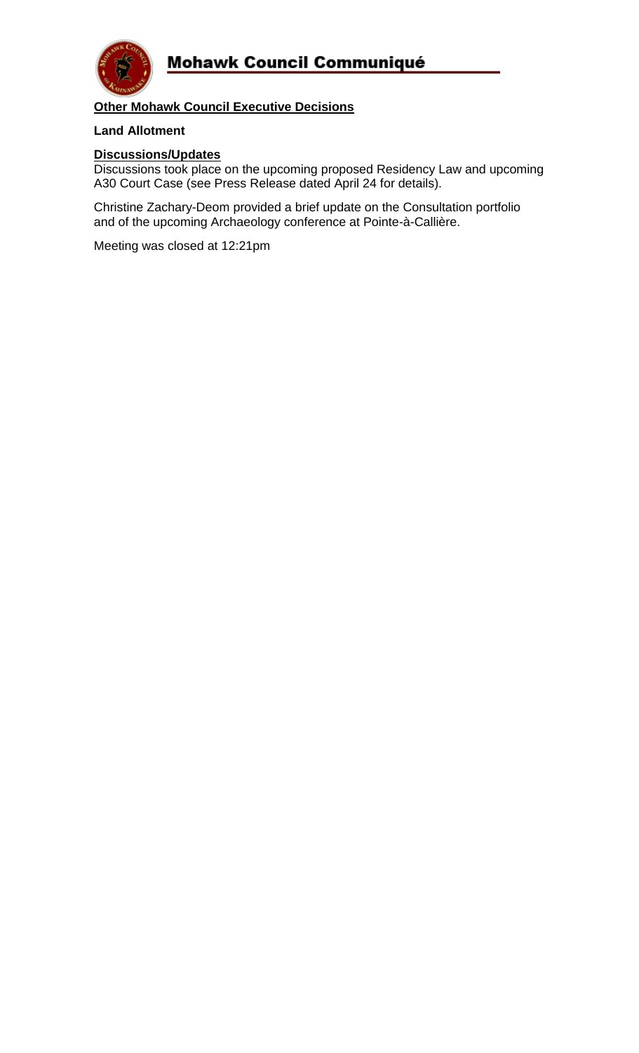**Other Mohawk Council Executive Decisions**

**Land Allotment**

**Discussions/Updates**

Discussions took place on the upcoming proposed Residency Law and upcoming A30 Court Case (see Press Release dated April 24 for details).

Christine Zachary-Deom provided a brief update on the Consultation portfolio and of the upcoming Archaeology conference at Pointe-à-Callière.

Meeting was closed at 12:21pm